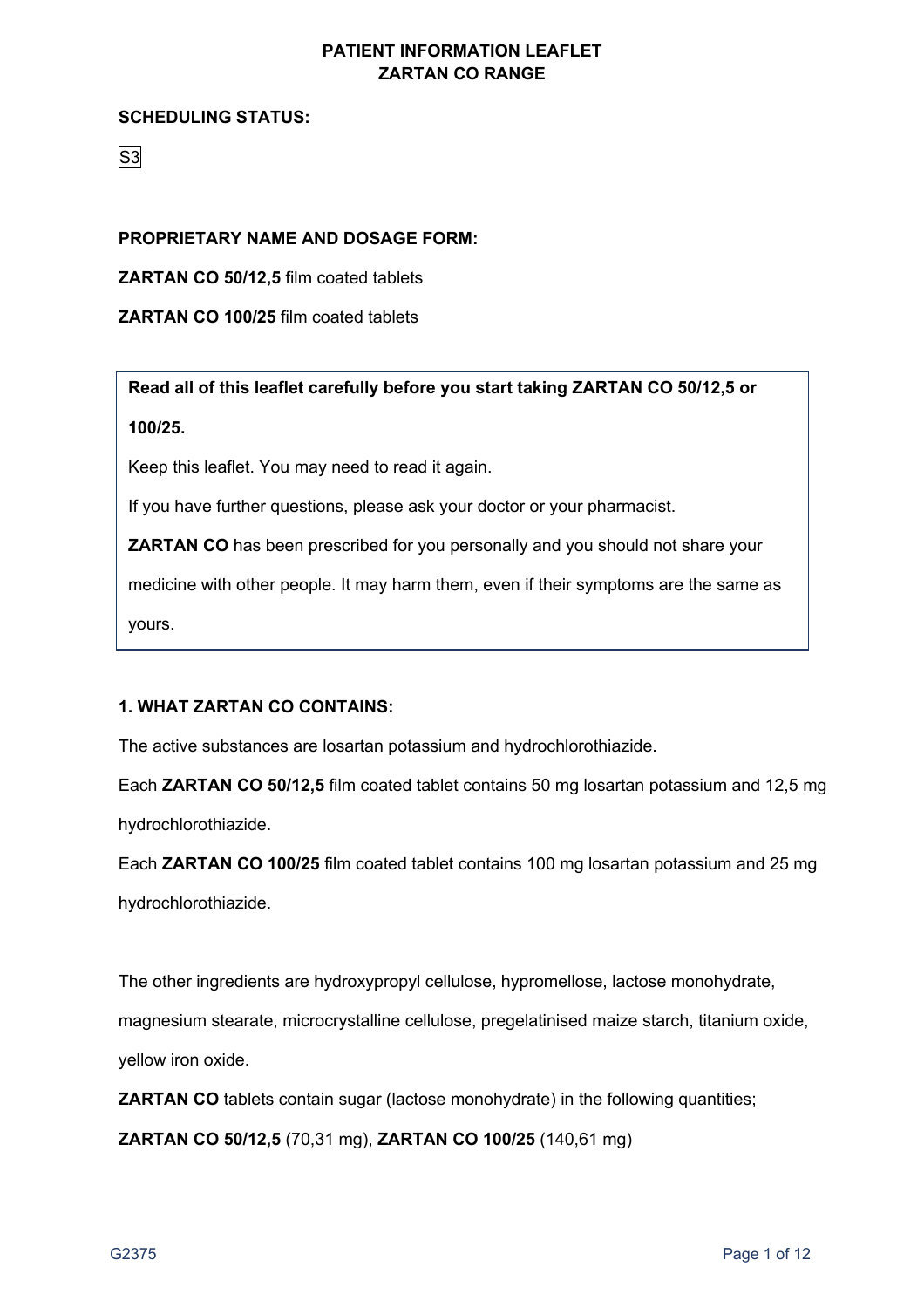# PATIENT INFORMATION LEAFLET
# ZARTAN CO RANGE

**SCHEDULING STATUS:**

S3

**PROPRIETARY NAME AND DOSAGE FORM:**

**ZARTAN CO 50/12,5** film coated tablets

**ZARTAN CO 100/25** film coated tablets

**Read all of this leaflet carefully before you start taking ZARTAN CO 50/12,5 or 100/25.**

Keep this leaflet. You may need to read it again.

If you have further questions, please ask your doctor or your pharmacist.

**ZARTAN CO** has been prescribed for you personally and you should not share your medicine with other people. It may harm them, even if their symptoms are the same as yours.

## 1. WHAT ZARTAN CO CONTAINS:

The active substances are losartan potassium and hydrochlorothiazide.

Each **ZARTAN CO 50/12,5** film coated tablet contains 50 mg losartan potassium and 12,5 mg hydrochlorothiazide.

Each **ZARTAN CO 100/25** film coated tablet contains 100 mg losartan potassium and 25 mg hydrochlorothiazide.

The other ingredients are hydroxypropyl cellulose, hypromellose, lactose monohydrate, magnesium stearate, microcrystalline cellulose, pregelatinised maize starch, titanium oxide, yellow iron oxide.

**ZARTAN CO** tablets contain sugar (lactose monohydrate) in the following quantities;

**ZARTAN CO 50/12,5** (70,31 mg), **ZARTAN CO 100/25** (140,61 mg)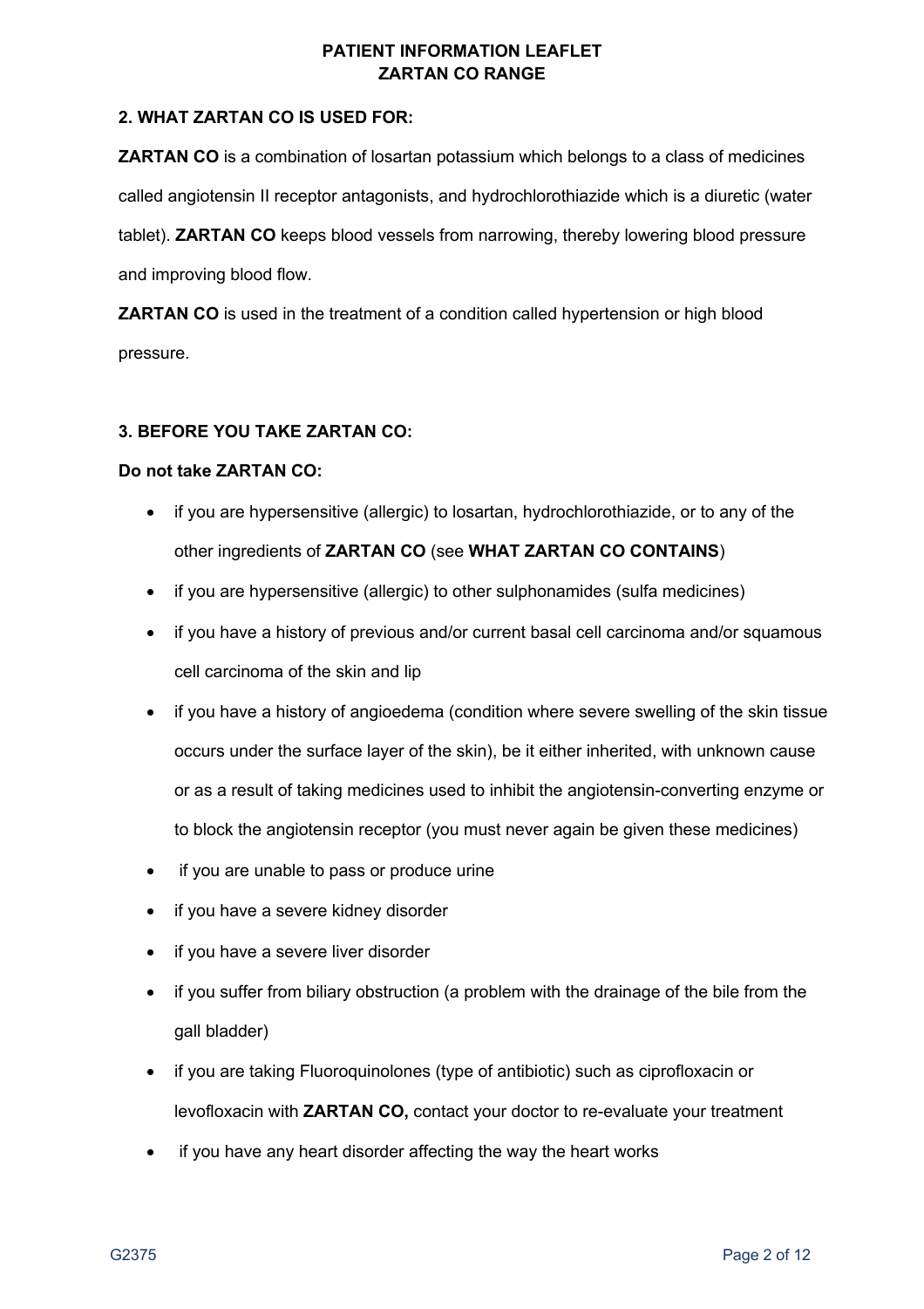## 2. WHAT ZARTAN CO IS USED FOR:

**ZARTAN CO** is a combination of losartan potassium which belongs to a class of medicines called angiotensin II receptor antagonists, and hydrochlorothiazide which is a diuretic (water tablet). **ZARTAN CO** keeps blood vessels from narrowing, thereby lowering blood pressure and improving blood flow.

**ZARTAN CO** is used in the treatment of a condition called hypertension or high blood pressure.

## 3. BEFORE YOU TAKE ZARTAN CO:

**Do not take ZARTAN CO:**

- if you are hypersensitive (allergic) to losartan, hydrochlorothiazide, or to any of the other ingredients of **ZARTAN CO** (see **WHAT ZARTAN CO CONTAINS**)
- if you are hypersensitive (allergic) to other sulphonamides (sulfa medicines)
- if you have a history of previous and/or current basal cell carcinoma and/or squamous cell carcinoma of the skin and lip
- if you have a history of angioedema (condition where severe swelling of the skin tissue occurs under the surface layer of the skin), be it either inherited, with unknown cause or as a result of taking medicines used to inhibit the angiotensin-converting enzyme or to block the angiotensin receptor (you must never again be given these medicines)
- if you are unable to pass or produce urine
- if you have a severe kidney disorder
- if you have a severe liver disorder
- if you suffer from biliary obstruction (a problem with the drainage of the bile from the gall bladder)
- if you are taking Fluoroquinolones (type of antibiotic) such as ciprofloxacin or levofloxacin with **ZARTAN CO,** contact your doctor to re-evaluate your treatment
- if you have any heart disorder affecting the way the heart works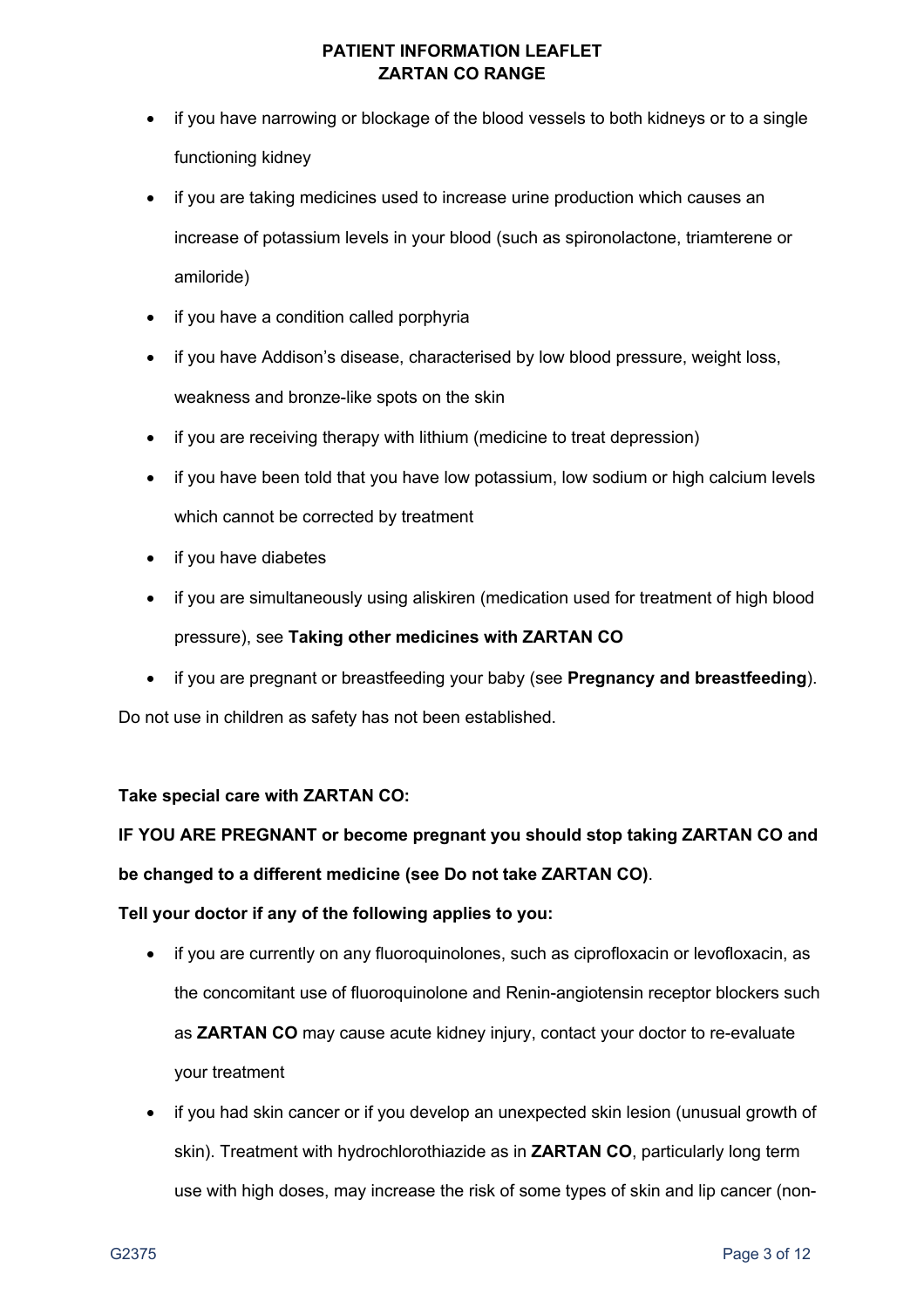- if you have narrowing or blockage of the blood vessels to both kidneys or to a single functioning kidney
- if you are taking medicines used to increase urine production which causes an increase of potassium levels in your blood (such as spironolactone, triamterene or amiloride)
- if you have a condition called porphyria
- if you have Addison's disease, characterised by low blood pressure, weight loss, weakness and bronze-like spots on the skin
- if you are receiving therapy with lithium (medicine to treat depression)
- if you have been told that you have low potassium, low sodium or high calcium levels which cannot be corrected by treatment
- if you have diabetes
- if you are simultaneously using aliskiren (medication used for treatment of high blood pressure), see **Taking other medicines with ZARTAN CO**
- if you are pregnant or breastfeeding your baby (see **Pregnancy and breastfeeding**).

Do not use in children as safety has not been established.

**Take special care with ZARTAN CO:**

**IF YOU ARE PREGNANT or become pregnant you should stop taking ZARTAN CO and be changed to a different medicine (see Do not take ZARTAN CO)**.

**Tell your doctor if any of the following applies to you:**

- if you are currently on any fluoroquinolones, such as ciprofloxacin or levofloxacin, as the concomitant use of fluoroquinolone and Renin-angiotensin receptor blockers such as **ZARTAN CO** may cause acute kidney injury, contact your doctor to re-evaluate your treatment
- if you had skin cancer or if you develop an unexpected skin lesion (unusual growth of skin). Treatment with hydrochlorothiazide as in **ZARTAN CO**, particularly long term use with high doses, may increase the risk of some types of skin and lip cancer (non-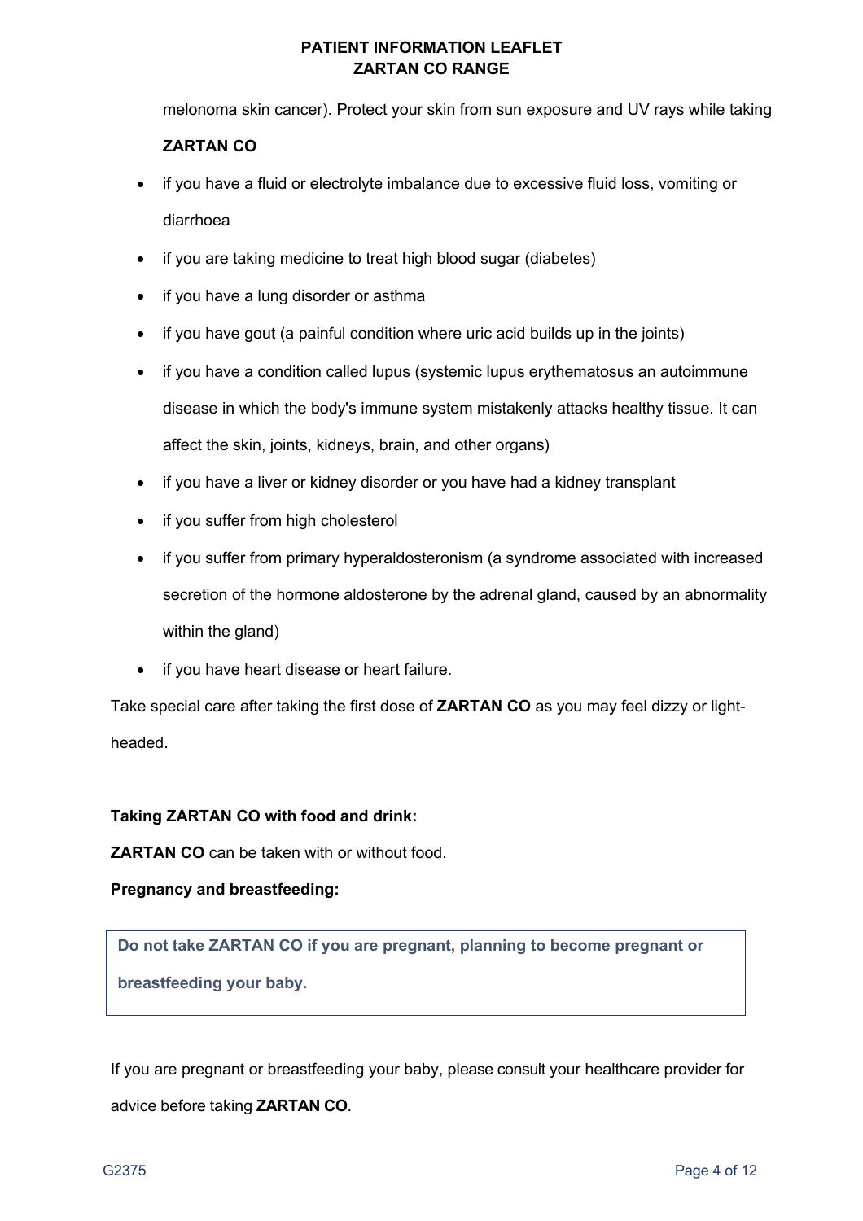melonoma skin cancer). Protect your skin from sun exposure and UV rays while taking **ZARTAN CO**

- if you have a fluid or electrolyte imbalance due to excessive fluid loss, vomiting or diarrhoea
- if you are taking medicine to treat high blood sugar (diabetes)
- if you have a lung disorder or asthma
- if you have gout (a painful condition where uric acid builds up in the joints)
- if you have a condition called lupus (systemic lupus erythematosus an autoimmune disease in which the body's immune system mistakenly attacks healthy tissue. It can affect the skin, joints, kidneys, brain, and other organs)
- if you have a liver or kidney disorder or you have had a kidney transplant
- if you suffer from high cholesterol
- if you suffer from primary hyperaldosteronism (a syndrome associated with increased secretion of the hormone aldosterone by the adrenal gland, caused by an abnormality within the gland)
- if you have heart disease or heart failure.

Take special care after taking the first dose of **ZARTAN CO** as you may feel dizzy or light-headed.

**Taking ZARTAN CO with food and drink:**

**ZARTAN CO** can be taken with or without food.

**Pregnancy and breastfeeding:**

**Do not take ZARTAN CO if you are pregnant, planning to become pregnant or breastfeeding your baby.**

If you are pregnant or breastfeeding your baby, please consult your healthcare provider for advice before taking **ZARTAN CO**.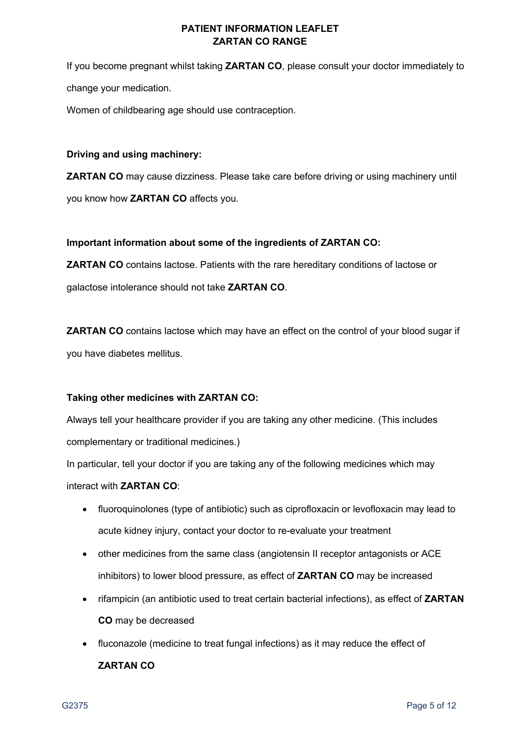If you become pregnant whilst taking **ZARTAN CO**, please consult your doctor immediately to change your medication.

Women of childbearing age should use contraception.

**Driving and using machinery:**

**ZARTAN CO** may cause dizziness. Please take care before driving or using machinery until you know how **ZARTAN CO** affects you.

**Important information about some of the ingredients of ZARTAN CO:**

**ZARTAN CO** contains lactose. Patients with the rare hereditary conditions of lactose or galactose intolerance should not take **ZARTAN CO**.

**ZARTAN CO** contains lactose which may have an effect on the control of your blood sugar if you have diabetes mellitus.

**Taking other medicines with ZARTAN CO:**

Always tell your healthcare provider if you are taking any other medicine. (This includes complementary or traditional medicines.)

In particular, tell your doctor if you are taking any of the following medicines which may interact with **ZARTAN CO**:

- fluoroquinolones (type of antibiotic) such as ciprofloxacin or levofloxacin may lead to acute kidney injury, contact your doctor to re-evaluate your treatment
- other medicines from the same class (angiotensin II receptor antagonists or ACE inhibitors) to lower blood pressure, as effect of **ZARTAN CO** may be increased
- rifampicin (an antibiotic used to treat certain bacterial infections), as effect of **ZARTAN CO** may be decreased
- fluconazole (medicine to treat fungal infections) as it may reduce the effect of **ZARTAN CO**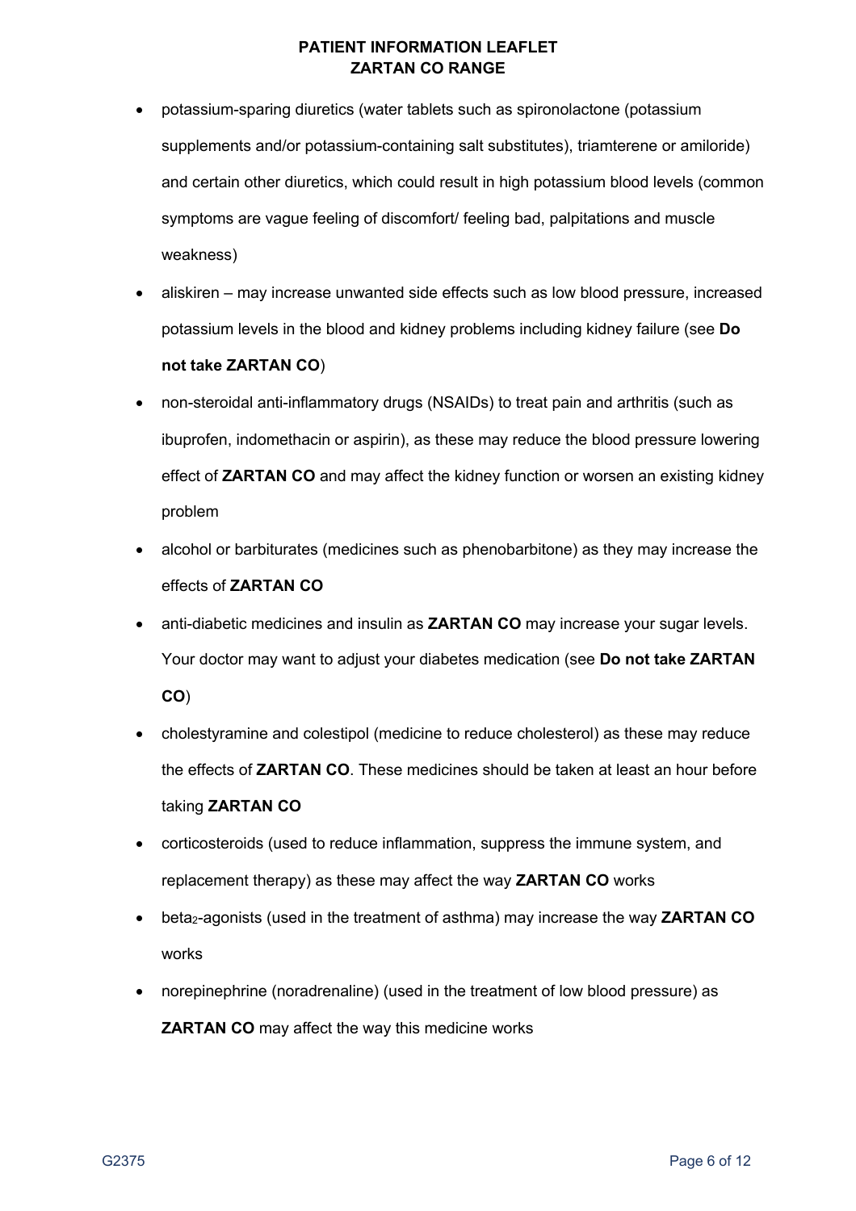- potassium-sparing diuretics (water tablets such as spironolactone (potassium supplements and/or potassium-containing salt substitutes), triamterene or amiloride) and certain other diuretics, which could result in high potassium blood levels (common symptoms are vague feeling of discomfort/ feeling bad, palpitations and muscle weakness)
- aliskiren – may increase unwanted side effects such as low blood pressure, increased potassium levels in the blood and kidney problems including kidney failure (see **Do not take ZARTAN CO**)
- non-steroidal anti-inflammatory drugs (NSAIDs) to treat pain and arthritis (such as ibuprofen, indomethacin or aspirin), as these may reduce the blood pressure lowering effect of **ZARTAN CO** and may affect the kidney function or worsen an existing kidney problem
- alcohol or barbiturates (medicines such as phenobarbitone) as they may increase the effects of **ZARTAN CO**
- anti-diabetic medicines and insulin as **ZARTAN CO** may increase your sugar levels. Your doctor may want to adjust your diabetes medication (see **Do not take ZARTAN CO**)
- cholestyramine and colestipol (medicine to reduce cholesterol) as these may reduce the effects of **ZARTAN CO**. These medicines should be taken at least an hour before taking **ZARTAN CO**
- corticosteroids (used to reduce inflammation, suppress the immune system, and replacement therapy) as these may affect the way **ZARTAN CO** works
- beta$_2$-agonists (used in the treatment of asthma) may increase the way **ZARTAN CO** works
- norepinephrine (noradrenaline) (used in the treatment of low blood pressure) as **ZARTAN CO** may affect the way this medicine works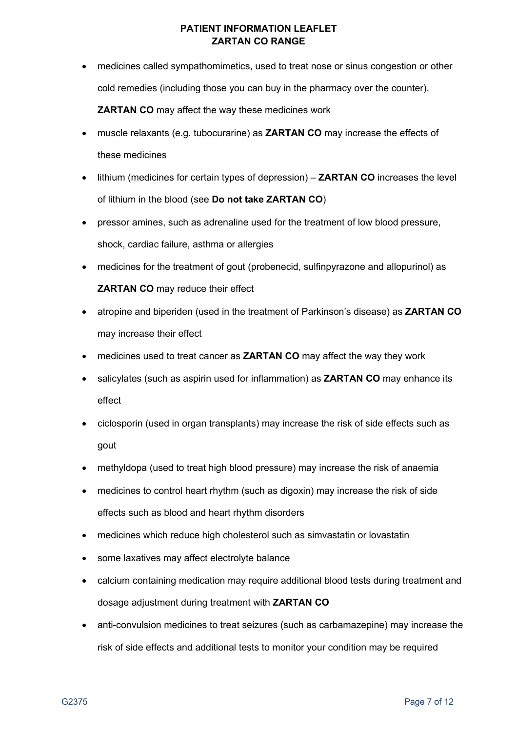- medicines called sympathomimetics, used to treat nose or sinus congestion or other cold remedies (including those you can buy in the pharmacy over the counter). **ZARTAN CO** may affect the way these medicines work
- muscle relaxants (e.g. tubocurarine) as **ZARTAN CO** may increase the effects of these medicines
- lithium (medicines for certain types of depression) – **ZARTAN CO** increases the level of lithium in the blood (see **Do not take ZARTAN CO**)
- pressor amines, such as adrenaline used for the treatment of low blood pressure, shock, cardiac failure, asthma or allergies
- medicines for the treatment of gout (probenecid, sulfinpyrazone and allopurinol) as **ZARTAN CO** may reduce their effect
- atropine and biperiden (used in the treatment of Parkinson's disease) as **ZARTAN CO** may increase their effect
- medicines used to treat cancer as **ZARTAN CO** may affect the way they work
- salicylates (such as aspirin used for inflammation) as **ZARTAN CO** may enhance its effect
- ciclosporin (used in organ transplants) may increase the risk of side effects such as gout
- methyldopa (used to treat high blood pressure) may increase the risk of anaemia
- medicines to control heart rhythm (such as digoxin) may increase the risk of side effects such as blood and heart rhythm disorders
- medicines which reduce high cholesterol such as simvastatin or lovastatin
- some laxatives may affect electrolyte balance
- calcium containing medication may require additional blood tests during treatment and dosage adjustment during treatment with **ZARTAN CO**
- anti-convulsion medicines to treat seizures (such as carbamazepine) may increase the risk of side effects and additional tests to monitor your condition may be required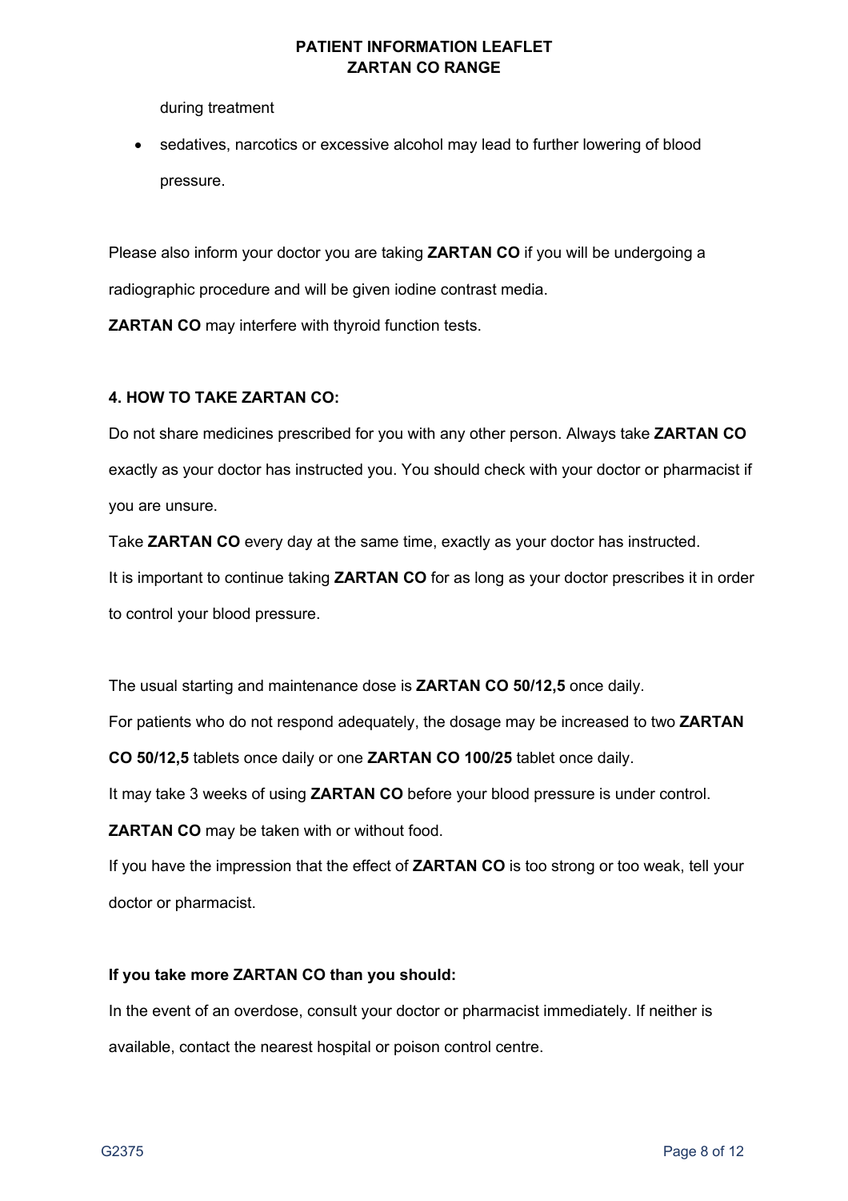during treatment

- sedatives, narcotics or excessive alcohol may lead to further lowering of blood pressure.

Please also inform your doctor you are taking **ZARTAN CO** if you will be undergoing a radiographic procedure and will be given iodine contrast media.

**ZARTAN CO** may interfere with thyroid function tests.

## 4. HOW TO TAKE ZARTAN CO:

Do not share medicines prescribed for you with any other person. Always take **ZARTAN CO** exactly as your doctor has instructed you. You should check with your doctor or pharmacist if you are unsure.

Take **ZARTAN CO** every day at the same time, exactly as your doctor has instructed.

It is important to continue taking **ZARTAN CO** for as long as your doctor prescribes it in order to control your blood pressure.

The usual starting and maintenance dose is **ZARTAN CO 50/12,5** once daily.

For patients who do not respond adequately, the dosage may be increased to two **ZARTAN CO 50/12,5** tablets once daily or one **ZARTAN CO 100/25** tablet once daily.

It may take 3 weeks of using **ZARTAN CO** before your blood pressure is under control.

**ZARTAN CO** may be taken with or without food.

If you have the impression that the effect of **ZARTAN CO** is too strong or too weak, tell your doctor or pharmacist.

**If you take more ZARTAN CO than you should:**

In the event of an overdose, consult your doctor or pharmacist immediately. If neither is available, contact the nearest hospital or poison control centre.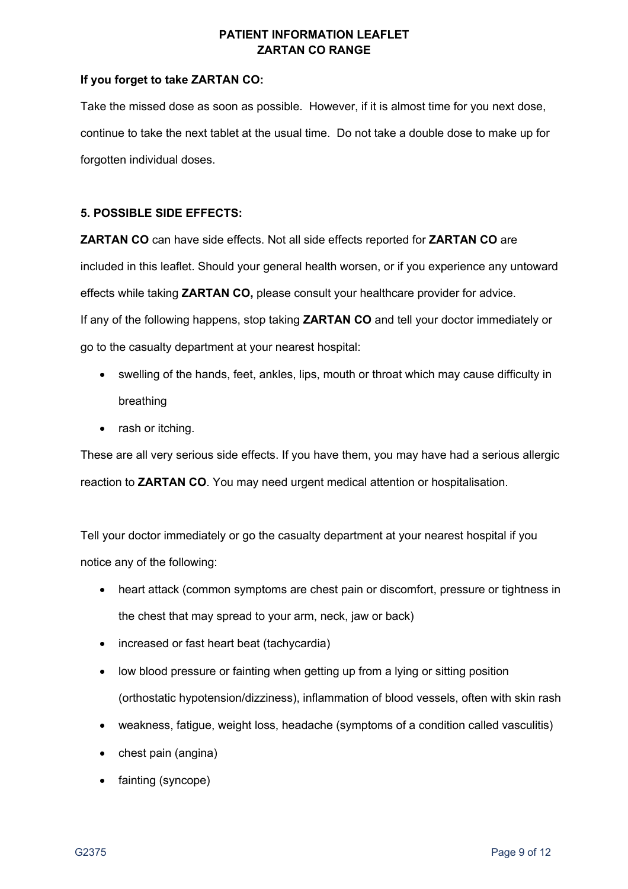**If you forget to take ZARTAN CO:**

Take the missed dose as soon as possible. However, if it is almost time for you next dose, continue to take the next tablet at the usual time. Do not take a double dose to make up for forgotten individual doses.

**5. POSSIBLE SIDE EFFECTS:**

**ZARTAN CO** can have side effects. Not all side effects reported for **ZARTAN CO** are included in this leaflet. Should your general health worsen, or if you experience any untoward effects while taking **ZARTAN CO,** please consult your healthcare provider for advice.

If any of the following happens, stop taking **ZARTAN CO** and tell your doctor immediately or go to the casualty department at your nearest hospital:

- swelling of the hands, feet, ankles, lips, mouth or throat which may cause difficulty in breathing
- rash or itching.

These are all very serious side effects. If you have them, you may have had a serious allergic reaction to **ZARTAN CO**. You may need urgent medical attention or hospitalisation.

Tell your doctor immediately or go the casualty department at your nearest hospital if you notice any of the following:

- heart attack (common symptoms are chest pain or discomfort, pressure or tightness in the chest that may spread to your arm, neck, jaw or back)
- increased or fast heart beat (tachycardia)
- low blood pressure or fainting when getting up from a lying or sitting position (orthostatic hypotension/dizziness), inflammation of blood vessels, often with skin rash
- weakness, fatigue, weight loss, headache (symptoms of a condition called vasculitis)
- chest pain (angina)
- fainting (syncope)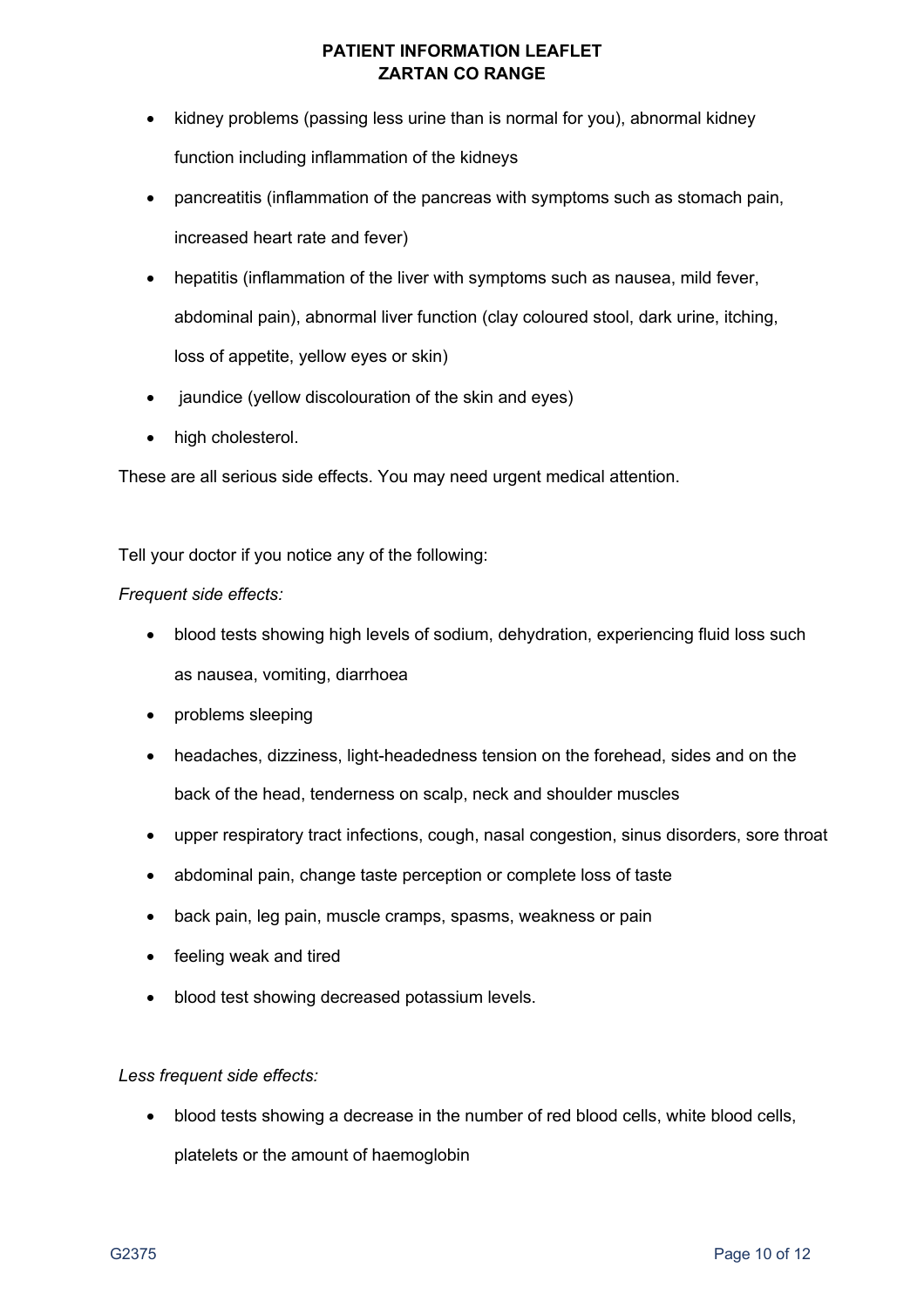- kidney problems (passing less urine than is normal for you), abnormal kidney function including inflammation of the kidneys
- pancreatitis (inflammation of the pancreas with symptoms such as stomach pain, increased heart rate and fever)
- hepatitis (inflammation of the liver with symptoms such as nausea, mild fever, abdominal pain), abnormal liver function (clay coloured stool, dark urine, itching, loss of appetite, yellow eyes or skin)
- jaundice (yellow discolouration of the skin and eyes)
- high cholesterol.

These are all serious side effects. You may need urgent medical attention.

Tell your doctor if you notice any of the following:

*Frequent side effects:*

- blood tests showing high levels of sodium, dehydration, experiencing fluid loss such as nausea, vomiting, diarrhoea
- problems sleeping
- headaches, dizziness, light-headedness tension on the forehead, sides and on the back of the head, tenderness on scalp, neck and shoulder muscles
- upper respiratory tract infections, cough, nasal congestion, sinus disorders, sore throat
- abdominal pain, change taste perception or complete loss of taste
- back pain, leg pain, muscle cramps, spasms, weakness or pain
- feeling weak and tired
- blood test showing decreased potassium levels.

*Less frequent side effects:*

- blood tests showing a decrease in the number of red blood cells, white blood cells, platelets or the amount of haemoglobin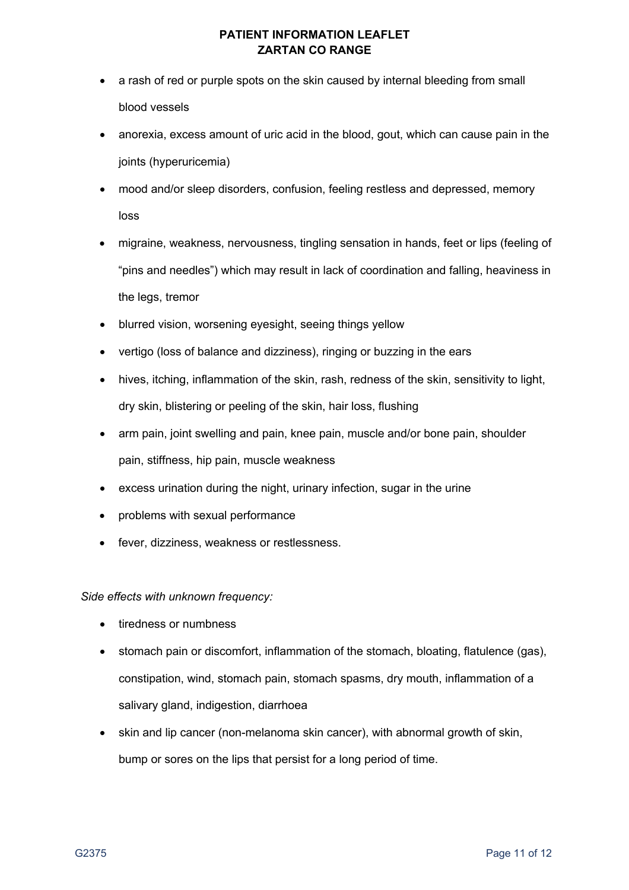- a rash of red or purple spots on the skin caused by internal bleeding from small blood vessels
- anorexia, excess amount of uric acid in the blood, gout, which can cause pain in the joints (hyperuricemia)
- mood and/or sleep disorders, confusion, feeling restless and depressed, memory loss
- migraine, weakness, nervousness, tingling sensation in hands, feet or lips (feeling of "pins and needles") which may result in lack of coordination and falling, heaviness in the legs, tremor
- blurred vision, worsening eyesight, seeing things yellow
- vertigo (loss of balance and dizziness), ringing or buzzing in the ears
- hives, itching, inflammation of the skin, rash, redness of the skin, sensitivity to light, dry skin, blistering or peeling of the skin, hair loss, flushing
- arm pain, joint swelling and pain, knee pain, muscle and/or bone pain, shoulder pain, stiffness, hip pain, muscle weakness
- excess urination during the night, urinary infection, sugar in the urine
- problems with sexual performance
- fever, dizziness, weakness or restlessness.

*Side effects with unknown frequency:*

- tiredness or numbness
- stomach pain or discomfort, inflammation of the stomach, bloating, flatulence (gas), constipation, wind, stomach pain, stomach spasms, dry mouth, inflammation of a salivary gland, indigestion, diarrhoea
- skin and lip cancer (non-melanoma skin cancer), with abnormal growth of skin, bump or sores on the lips that persist for a long period of time.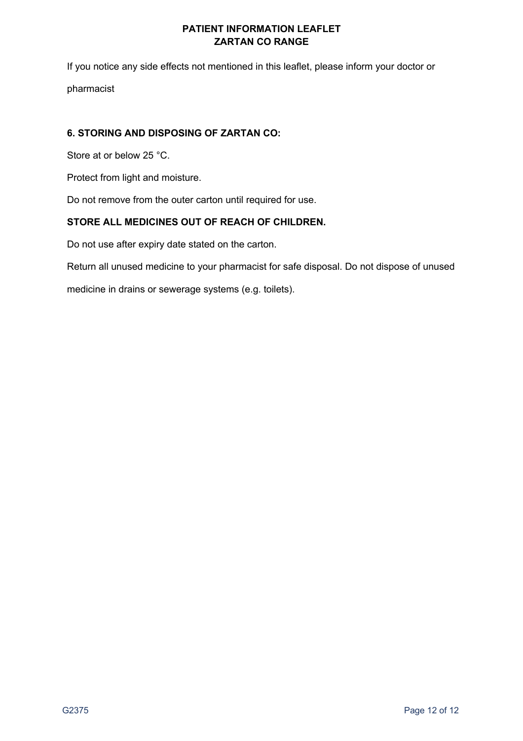If you notice any side effects not mentioned in this leaflet, please inform your doctor or pharmacist

## 6. STORING AND DISPOSING OF ZARTAN CO:

Store at or below 25 °C.

Protect from light and moisture.

Do not remove from the outer carton until required for use.

**STORE ALL MEDICINES OUT OF REACH OF CHILDREN.**

Do not use after expiry date stated on the carton.

Return all unused medicine to your pharmacist for safe disposal. Do not dispose of unused medicine in drains or sewerage systems (e.g. toilets).